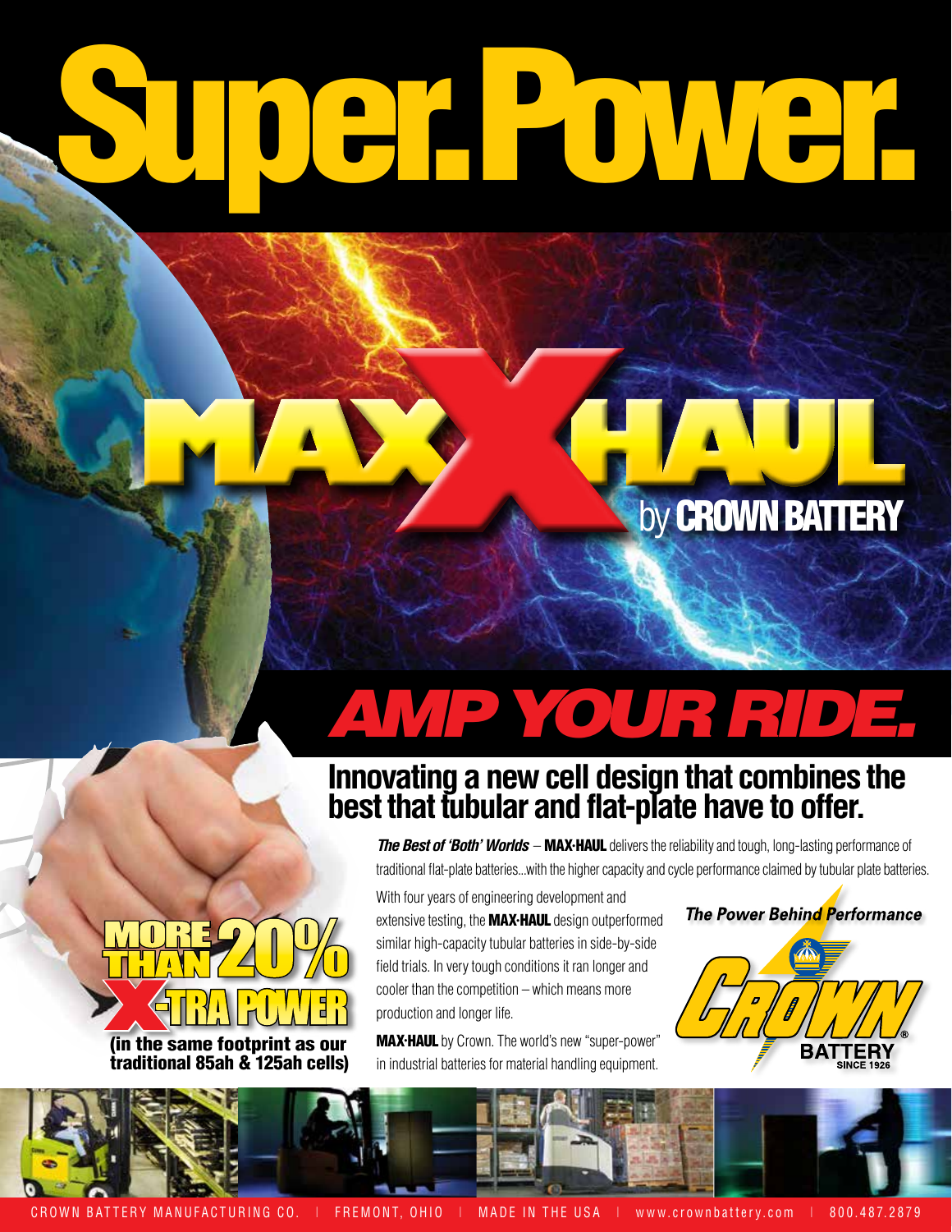# Super. Power.

# MAX·X·HAUL

by **CROWN BATTERY**

## *AMP YOUR RIDE.*

### Innovating a new cell design that combines the best that tubular and flat-plate have to offer.

***The Best of 'Both' Worlds*** – **MAX·HAUL** delivers the reliability and tough, long-lasting performance of traditional flat-plate batteries...with the higher capacity and cycle performance claimed by tubular plate batteries.

With four years of engineering development and extensive testing, the **MAX·HAUL** design outperformed similar high-capacity tubular batteries in side-by-side field trials. In very tough conditions it ran longer and cooler than the competition – which means more production and longer life.

**MAX·HAUL** by Crown. The world's new "super-power" in industrial batteries for material handling equipment.

**MORE THAN 20% X-TRA POWER**

**(in the same footprint as our traditional 85ah & 125ah cells)**

***The Power Behind Performance***

CROWN® BATTERY SINCE 1926

CROWN BATTERY MANUFACTURING CO. | FREMONT, OHIO | MADE IN THE USA | www.crownbattery.com | 800.487.2879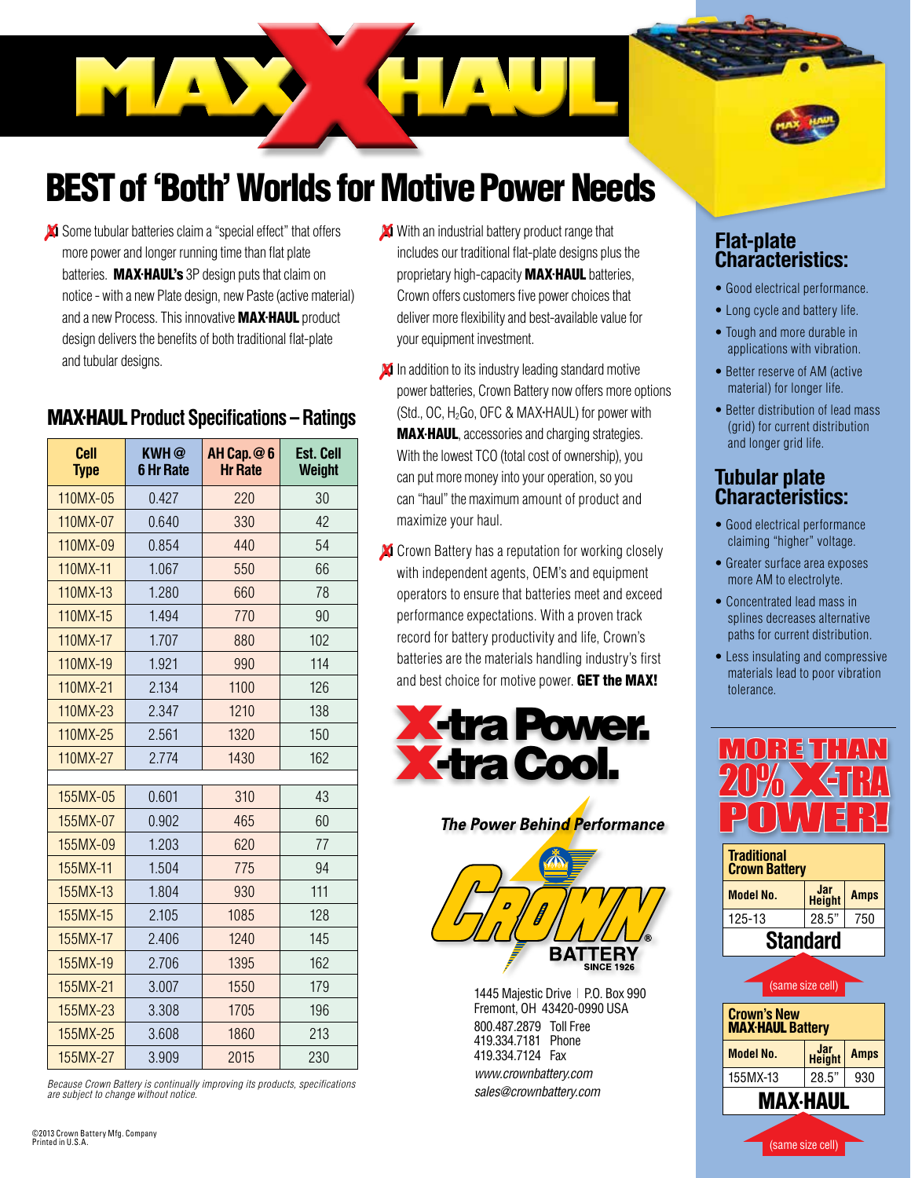# MAX HAUL

## BEST of 'Both' Worlds for Motive Power Needs

- Some tubular batteries claim a "special effect" that offers more power and longer running time than flat plate batteries. **MAX·HAUL's** 3P design puts that claim on notice - with a new Plate design, new Paste (active material) and a new Process. This innovative **MAX·HAUL** product design delivers the benefits of both traditional flat-plate and tubular designs.

### MAX·HAUL Product Specifications – Ratings

| Cell Type | KWH @ 6 Hr Rate | AH Cap. @ 6 Hr Rate | Est. Cell Weight |
|---|---|---|---|
| 110MX-05 | 0.427 | 220 | 30 |
| 110MX-07 | 0.640 | 330 | 42 |
| 110MX-09 | 0.854 | 440 | 54 |
| 110MX-11 | 1.067 | 550 | 66 |
| 110MX-13 | 1.280 | 660 | 78 |
| 110MX-15 | 1.494 | 770 | 90 |
| 110MX-17 | 1.707 | 880 | 102 |
| 110MX-19 | 1.921 | 990 | 114 |
| 110MX-21 | 2.134 | 1100 | 126 |
| 110MX-23 | 2.347 | 1210 | 138 |
| 110MX-25 | 2.561 | 1320 | 150 |
| 110MX-27 | 2.774 | 1430 | 162 |
| | | | |
| 155MX-05 | 0.601 | 310 | 43 |
| 155MX-07 | 0.902 | 465 | 60 |
| 155MX-09 | 1.203 | 620 | 77 |
| 155MX-11 | 1.504 | 775 | 94 |
| 155MX-13 | 1.804 | 930 | 111 |
| 155MX-15 | 2.105 | 1085 | 128 |
| 155MX-17 | 2.406 | 1240 | 145 |
| 155MX-19 | 2.706 | 1395 | 162 |
| 155MX-21 | 3.007 | 1550 | 179 |
| 155MX-23 | 3.308 | 1705 | 196 |
| 155MX-25 | 3.608 | 1860 | 213 |
| 155MX-27 | 3.909 | 2015 | 230 |

*Because Crown Battery is continually improving its products, specifications are subject to change without notice.*

- With an industrial battery product range that includes our traditional flat-plate designs plus the proprietary high-capacity **MAX·HAUL** batteries, Crown offers customers five power choices that deliver more flexibility and best-available value for your equipment investment.
- In addition to its industry leading standard motive power batteries, Crown Battery now offers more options (Std., OC, $H_2$Go, OFC & MAX·HAUL) for power with **MAX·HAUL**, accessories and charging strategies. With the lowest TCO (total cost of ownership), you can put more money into your operation, so you can "haul" the maximum amount of product and maximize your haul.
- Crown Battery has a reputation for working closely with independent agents, OEM's and equipment operators to ensure that batteries meet and exceed performance expectations. With a proven track record for battery productivity and life, Crown's batteries are the materials handling industry's first and best choice for motive power. **GET the MAX!**

**X-tra Power. X-tra Cool.**

*The Power Behind Performance*

CROWN BATTERY SINCE 1926

1445 Majestic Drive | P.O. Box 990
Fremont, OH 43420-0990 USA
800.487.2879 Toll Free
419.334.7181 Phone
419.334.7124 Fax
*www.crownbattery.com*
*sales@crownbattery.com*

## Flat-plate Characteristics:

- Good electrical performance.
- Long cycle and battery life.
- Tough and more durable in applications with vibration.
- Better reserve of AM (active material) for longer life.
- Better distribution of lead mass (grid) for current distribution and longer grid life.

## Tubular plate Characteristics:

- Good electrical performance claiming "higher" voltage.
- Greater surface area exposes more AM to electrolyte.
- Concentrated lead mass in splines decreases alternative paths for current distribution.
- Less insulating and compressive materials lead to poor vibration tolerance.

## MORE THAN 20% X-TRA POWER!

**Traditional Crown Battery**

| Model No. | Jar Height | Amps |
|---|---|---|
| 125-13 | 28.5" | 750 |

**Standard**

(same size cell)

**Crown's New MAX·HAUL Battery**

| Model No. | Jar Height | Amps |
|---|---|---|
| 155MX-13 | 28.5" | 930 |

**MAX·HAUL**

(same size cell)

©2013 Crown Battery Mfg. Company
Printed in U.S.A.